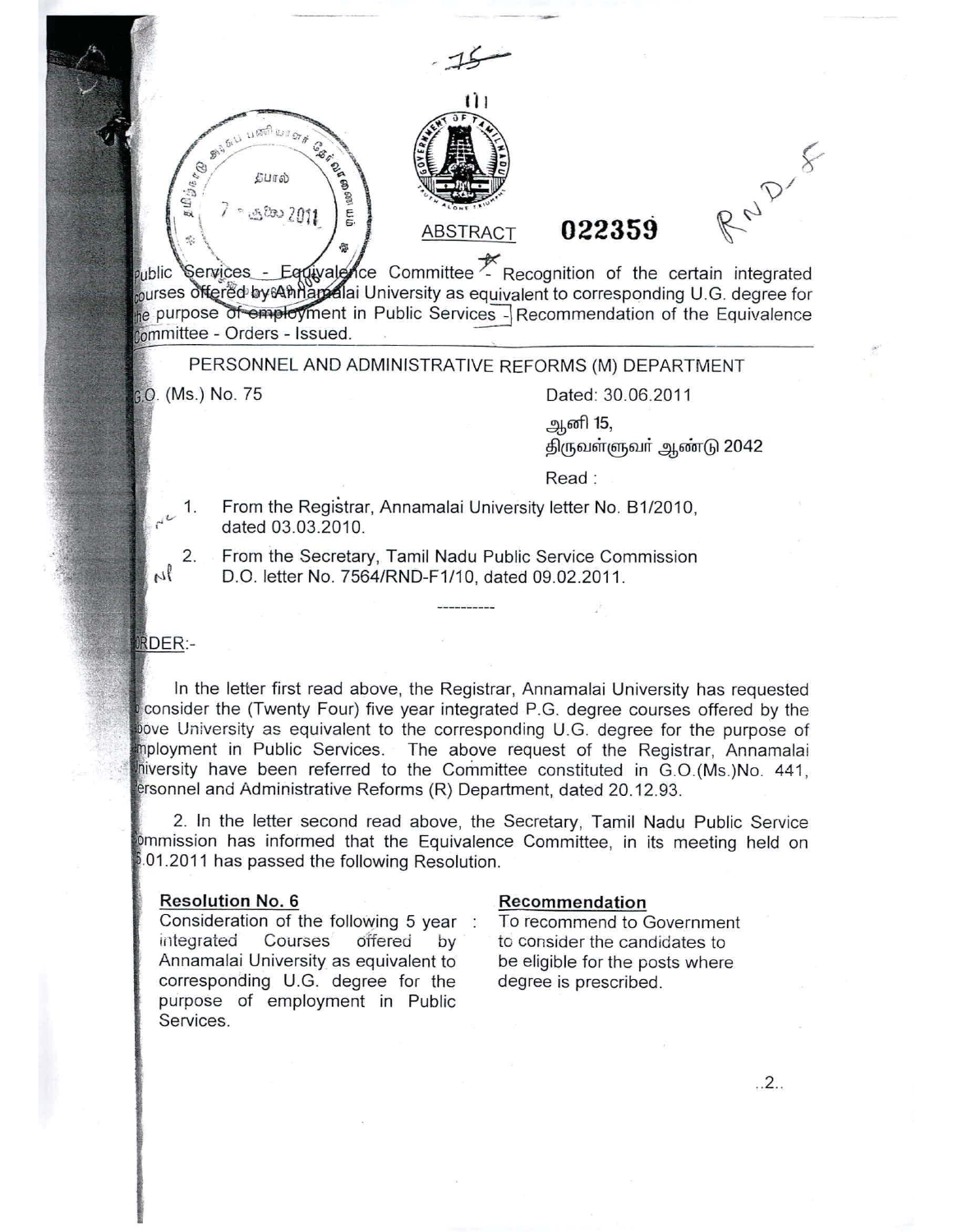ABSTRACT **022359**

Public Services - Equivalence Committee - Recognition of the certain integrated courses offered by Annamalai University as equivalent to corresponding U.G. degree for the purpose of employment in Public Services - Recommendation of the Equivalence Committee - Orders - Issued.

PERSONNEL AND ADMINISTRATIVE REFORMS (M) DEPARTMENT

G.O. (Ms.) No. 75 Dated: 30.06.2011

ஆனி 15,
திருவள்ளுவர் ஆண்டு 2042

Read :

1. From the Registrar, Annamalai University letter No. B1/2010, dated 03.03.2010.
2. From the Secretary, Tamil Nadu Public Service Commission D.O. letter No. 7564/RND-F1/10, dated 09.02.2011.

----------

ORDER:-

In the letter first read above, the Registrar, Annamalai University has requested to consider the (Twenty Four) five year integrated P.G. degree courses offered by the above University as equivalent to the corresponding U.G. degree for the purpose of employment in Public Services. The above request of the Registrar, Annamalai University have been referred to the Committee constituted in G.O.(Ms.)No. 441, Personnel and Administrative Reforms (R) Department, dated 20.12.93.

2. In the letter second read above, the Secretary, Tamil Nadu Public Service Commission has informed that the Equivalence Committee, in its meeting held on 5.01.2011 has passed the following Resolution.

| **Resolution No. 6** | | **Recommendation** |
|---|---|---|
| Consideration of the following 5 year integrated Courses offered by Annamalai University as equivalent to corresponding U.G. degree for the purpose of employment in Public Services. | : | To recommend to Government to consider the candidates to be eligible for the posts where degree is prescribed. |

..2..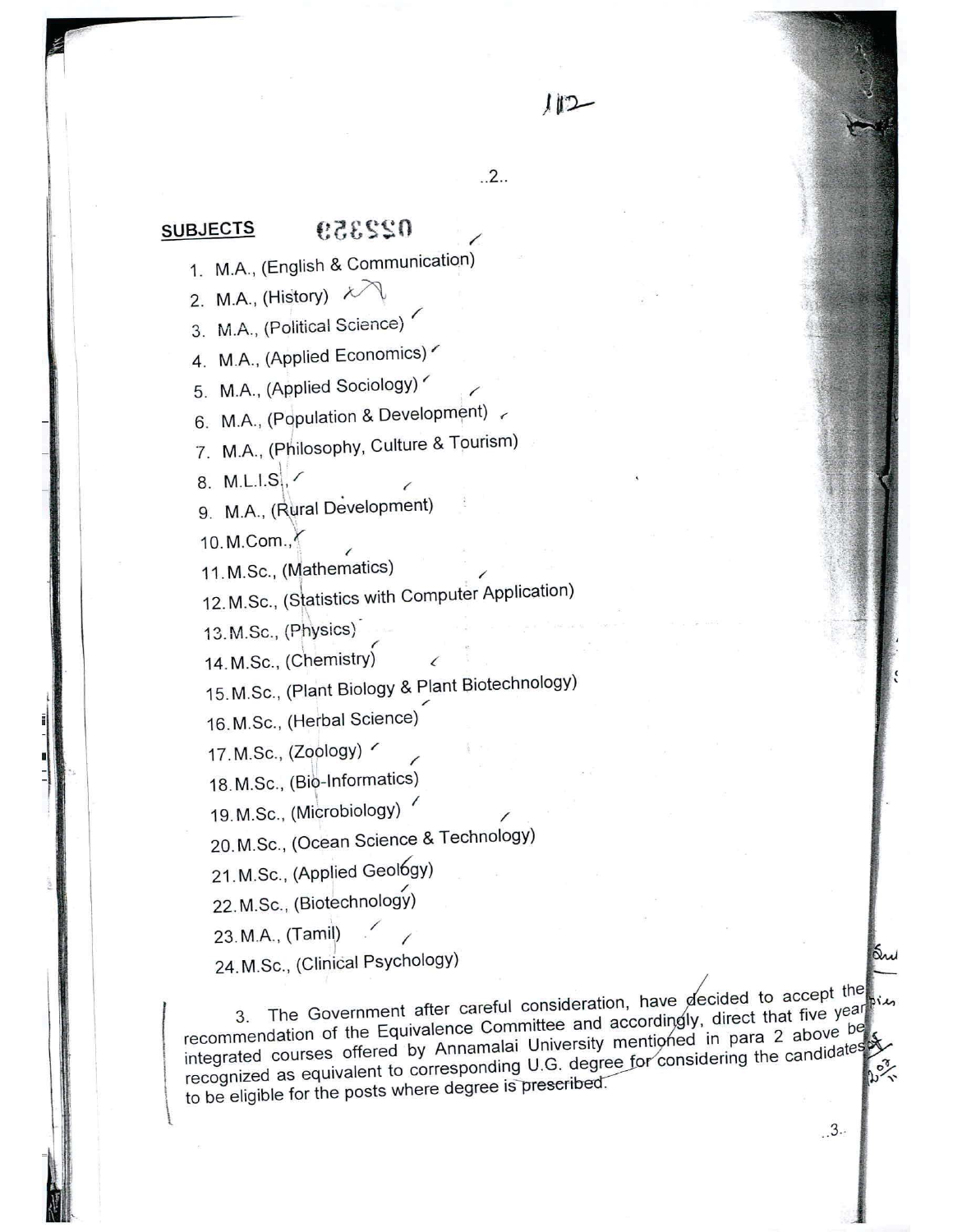**SUBJECTS**

1. M.A., (English & Communication)
2. M.A., (History)
3. M.A., (Political Science)
4. M.A., (Applied Economics)
5. M.A., (Applied Sociology)
6. M.A., (Population & Development)
7. M.A., (Philosophy, Culture & Tourism)
8. M.L.I.S.,
9. M.A., (Rural Development)
10. M.Com.,
11. M.Sc., (Mathematics)
12. M.Sc., (Statistics with Computer Application)
13. M.Sc., (Physics)
14. M.Sc., (Chemistry)
15. M.Sc., (Plant Biology & Plant Biotechnology)
16. M.Sc., (Herbal Science)
17. M.Sc., (Zoology)
18. M.Sc., (Bio-Informatics)
19. M.Sc., (Microbiology)
20. M.Sc., (Ocean Science & Technology)
21. M.Sc., (Applied Geology)
22. M.Sc., (Biotechnology)
23. M.A., (Tamil)
24. M.Sc., (Clinical Psychology)

3. The Government after careful consideration, have decided to accept the recommendation of the Equivalence Committee and accordingly, direct that five year integrated courses offered by Annamalai University mentioned in para 2 above be recognized as equivalent to corresponding U.G. degree for considering the candidates to be eligible for the posts where degree is prescribed.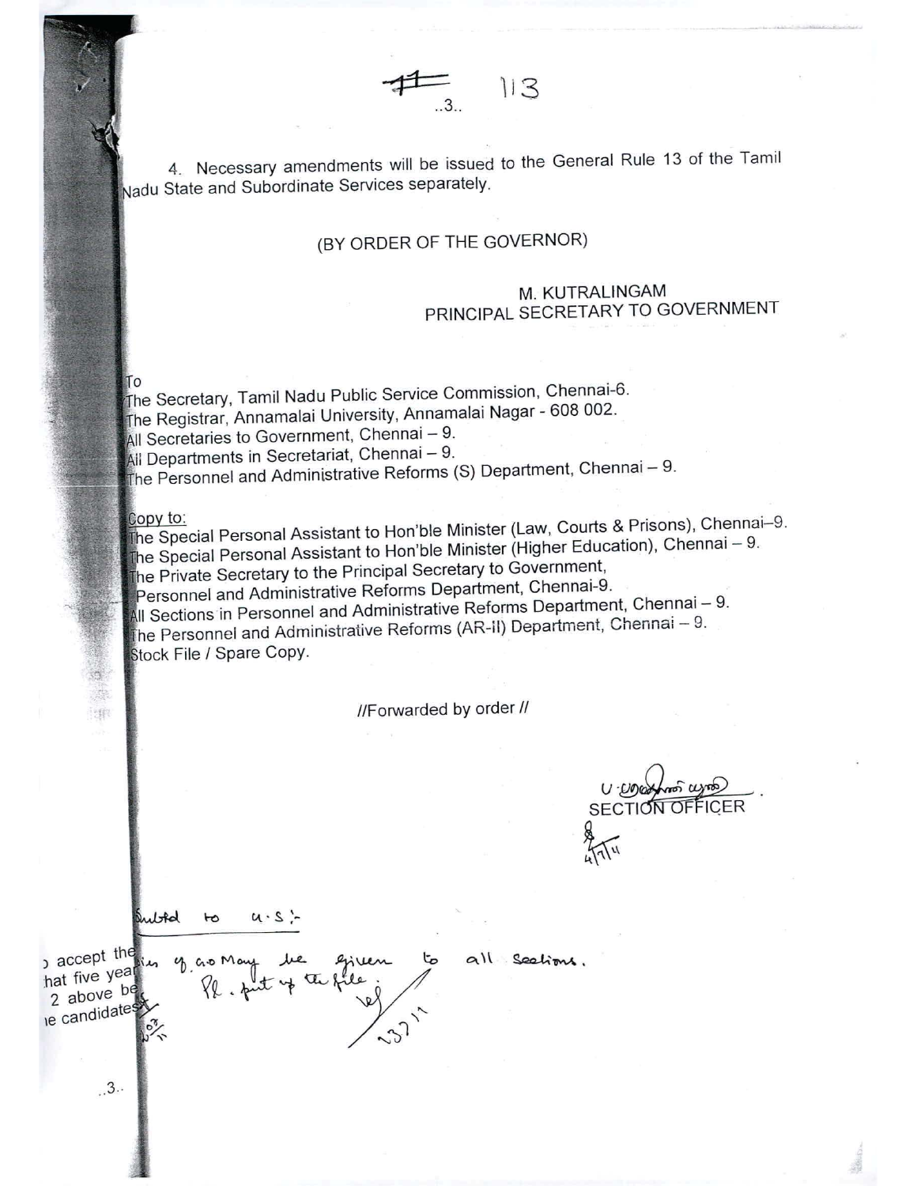4. Necessary amendments will be issued to the General Rule 13 of the Tamil Nadu State and Subordinate Services separately.

(BY ORDER OF THE GOVERNOR)

M. KUTRALINGAM
PRINCIPAL SECRETARY TO GOVERNMENT

To
The Secretary, Tamil Nadu Public Service Commission, Chennai-6.
The Registrar, Annamalai University, Annamalai Nagar - 608 002.
All Secretaries to Government, Chennai – 9.
All Departments in Secretariat, Chennai – 9.
The Personnel and Administrative Reforms (S) Department, Chennai – 9.

Copy to:
The Special Personal Assistant to Hon'ble Minister (Law, Courts & Prisons), Chennai–9.
The Special Personal Assistant to Hon'ble Minister (Higher Education), Chennai – 9.
The Private Secretary to the Principal Secretary to Government,
Personnel and Administrative Reforms Department, Chennai-9.
All Sections in Personnel and Administrative Reforms Department, Chennai – 9.
The Personnel and Administrative Reforms (AR-II) Department, Chennai – 9.
Stock File / Spare Copy.

//Forwarded by order //

SECTION OFFICER

Submitted to U.S:-

Copies of G.O. May be given to all sections.
Pl. put up the file.